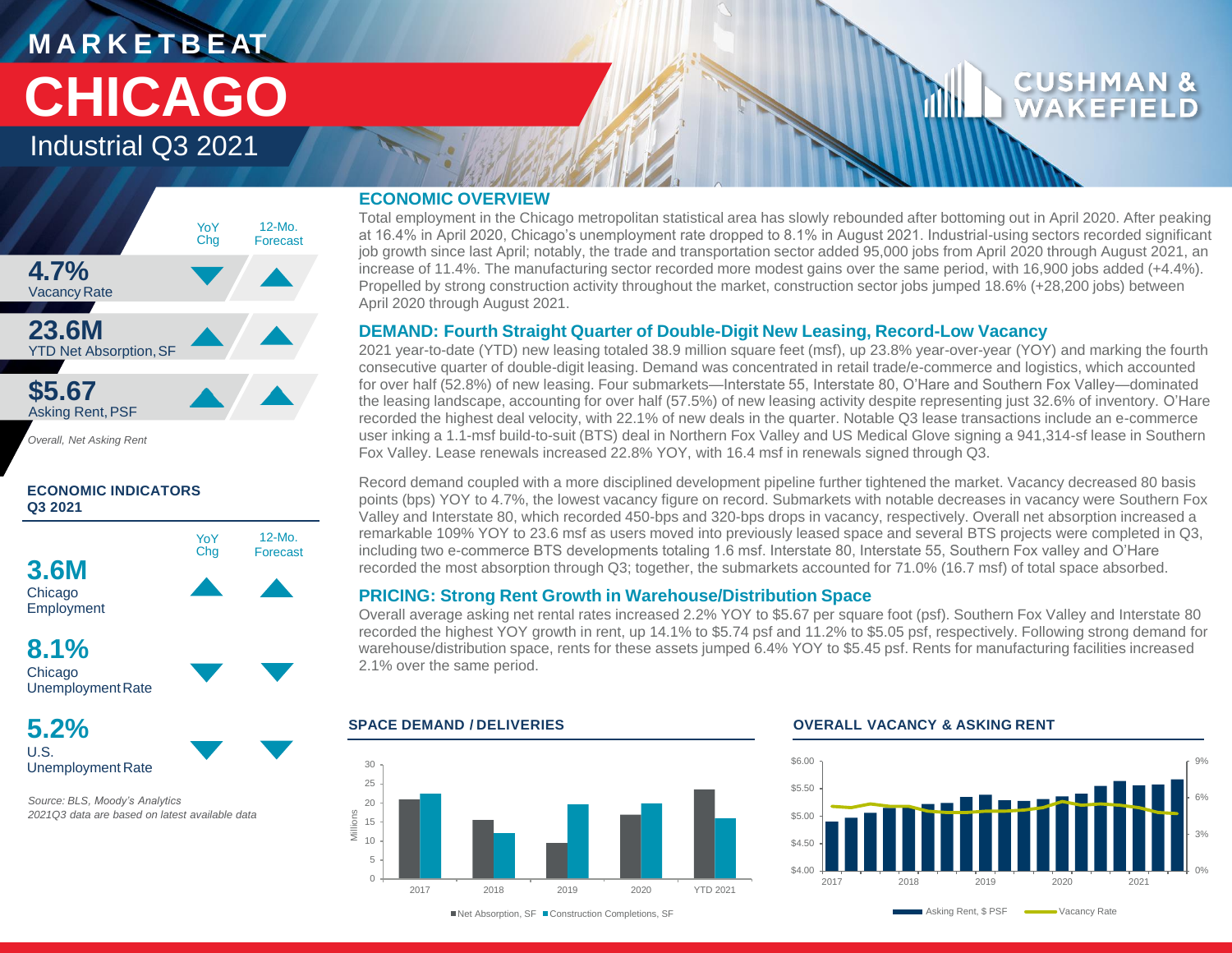# MARKETBEAT

# CHICAGO

## Industrial Q3 2021

CUSHMAN & WAKEFIELD

| | YoY Chg | 12-Mo. Forecast |
|---|---|---|
| **4.7%** Vacancy Rate | ▼ | ▲ |
| **23.6M** YTD Net Absorption, SF | ▲ | ▲ |
| **$5.67** Asking Rent, PSF | ▲ | ▲ |

*Overall, Net Asking Rent*

**ECONOMIC INDICATORS Q3 2021**

| | YoY Chg | 12-Mo. Forecast |
|---|---|---|
| **3.6M** Chicago Employment | ▲ | ▲ |
| **8.1%** Chicago Unemployment Rate | ▼ | ▼ |
| **5.2%** U.S. Unemployment Rate | ▼ | ▼ |

*Source: BLS, Moody's Analytics*
*2021Q3 data are based on latest available data*

### ECONOMIC OVERVIEW

Total employment in the Chicago metropolitan statistical area has slowly rebounded after bottoming out in April 2020. After peaking at 16.4% in April 2020, Chicago's unemployment rate dropped to 8.1% in August 2021. Industrial-using sectors recorded significant job growth since last April; notably, the trade and transportation sector added 95,000 jobs from April 2020 through August 2021, an increase of 11.4%. The manufacturing sector recorded more modest gains over the same period, with 16,900 jobs added (+4.4%). Propelled by strong construction activity throughout the market, construction sector jobs jumped 18.6% (+28,200 jobs) between April 2020 through August 2021.

### DEMAND: Fourth Straight Quarter of Double-Digit New Leasing, Record-Low Vacancy

2021 year-to-date (YTD) new leasing totaled 38.9 million square feet (msf), up 23.8% year-over-year (YOY) and marking the fourth consecutive quarter of double-digit leasing. Demand was concentrated in retail trade/e-commerce and logistics, which accounted for over half (52.8%) of new leasing. Four submarkets—Interstate 55, Interstate 80, O'Hare and Southern Fox Valley—dominated the leasing landscape, accounting for over half (57.5%) of new leasing activity despite representing just 32.6% of inventory. O'Hare recorded the highest deal velocity, with 22.1% of new deals in the quarter. Notable Q3 lease transactions include an e-commerce user inking a 1.1-msf build-to-suit (BTS) deal in Northern Fox Valley and US Medical Glove signing a 941,314-sf lease in Southern Fox Valley. Lease renewals increased 22.8% YOY, with 16.4 msf in renewals signed through Q3.

Record demand coupled with a more disciplined development pipeline further tightened the market. Vacancy decreased 80 basis points (bps) YOY to 4.7%, the lowest vacancy figure on record. Submarkets with notable decreases in vacancy were Southern Fox Valley and Interstate 80, which recorded 450-bps and 320-bps drops in vacancy, respectively. Overall net absorption increased a remarkable 109% YOY to 23.6 msf as users moved into previously leased space and several BTS projects were completed in Q3, including two e-commerce BTS developments totaling 1.6 msf. Interstate 80, Interstate 55, Southern Fox valley and O'Hare recorded the most absorption through Q3; together, the submarkets accounted for 71.0% (16.7 msf) of total space absorbed.

### PRICING: Strong Rent Growth in Warehouse/Distribution Space

Overall average asking net rental rates increased 2.2% YOY to $5.67 per square foot (psf). Southern Fox Valley and Interstate 80 recorded the highest YOY growth in rent, up 14.1% to $5.74 psf and 11.2% to $5.05 psf, respectively. Following strong demand for warehouse/distribution space, rents for these assets jumped 6.4% YOY to $5.45 psf. Rents for manufacturing facilities increased 2.1% over the same period.

### SPACE DEMAND / DELIVERIES

Millions
30
25
20
15
10
5
0
2017
2018
2019
2020
YTD 2021
Net Absorption, SF
Construction Completions, SF

### OVERALL VACANCY & ASKING RENT

$6.00
$5.50
$5.00
$4.50
$4.00
9%
6%
3%
0%
2017
2018
2019
2020
2021
Asking Rent, $ PSF
Vacancy Rate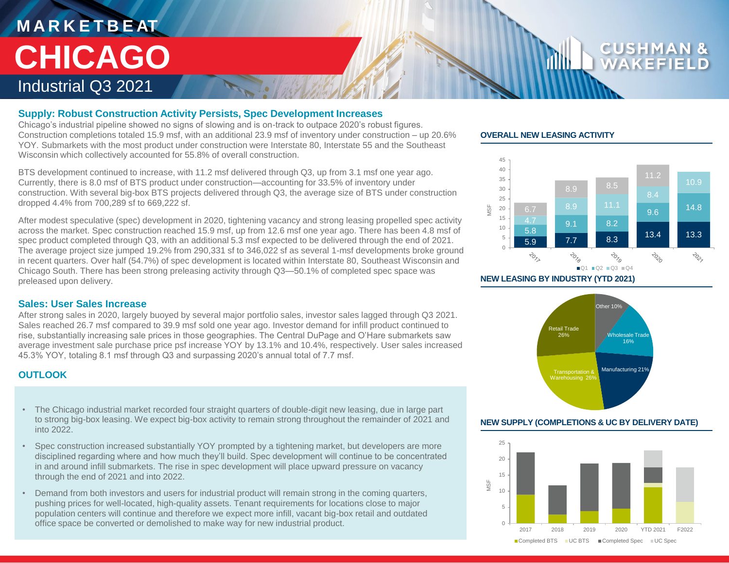# MARKETBEAT

# CHICAGO

## Industrial Q3 2021

### Supply: Robust Construction Activity Persists, Spec Development Increases

Chicago's industrial pipeline showed no signs of slowing and is on-track to outpace 2020's robust figures. Construction completions totaled 15.9 msf, with an additional 23.9 msf of inventory under construction – up 20.6% YOY. Submarkets with the most product under construction were Interstate 80, Interstate 55 and the Southeast Wisconsin which collectively accounted for 55.8% of overall construction.

BTS development continued to increase, with 11.2 msf delivered through Q3, up from 3.1 msf one year ago. Currently, there is 8.0 msf of BTS product under construction—accounting for 33.5% of inventory under construction. With several big-box BTS projects delivered through Q3, the average size of BTS under construction dropped 4.4% from 700,289 sf to 669,222 sf.

After modest speculative (spec) development in 2020, tightening vacancy and strong leasing propelled spec activity across the market. Spec construction reached 15.9 msf, up from 12.6 msf one year ago. There has been 4.8 msf of spec product completed through Q3, with an additional 5.3 msf expected to be delivered through the end of 2021. The average project size jumped 19.2% from 290,331 sf to 346,022 sf as several 1-msf developments broke ground in recent quarters. Over half (54.7%) of spec development is located within Interstate 80, Southeast Wisconsin and Chicago South. There has been strong preleasing activity through Q3—50.1% of completed spec space was preleased upon delivery.

### Sales: User Sales Increase

After strong sales in 2020, largely buoyed by several major portfolio sales, investor sales lagged through Q3 2021. Sales reached 26.7 msf compared to 39.9 msf sold one year ago. Investor demand for infill product continued to rise, substantially increasing sale prices in those geographies. The Central DuPage and O'Hare submarkets saw average investment sale purchase price psf increase YOY by 13.1% and 10.4%, respectively. User sales increased 45.3% YOY, totaling 8.1 msf through Q3 and surpassing 2020's annual total of 7.7 msf.

### OUTLOOK

- The Chicago industrial market recorded four straight quarters of double-digit new leasing, due in large part to strong big-box leasing. We expect big-box activity to remain strong throughout the remainder of 2021 and into 2022.
- Spec construction increased substantially YOY prompted by a tightening market, but developers are more disciplined regarding where and how much they'll build. Spec development will continue to be concentrated in and around infill submarkets. The rise in spec development will place upward pressure on vacancy through the end of 2021 and into 2022.
- Demand from both investors and users for industrial product will remain strong in the coming quarters, pushing prices for well-located, high-quality assets. Tenant requirements for locations close to major population centers will continue and therefore we expect more infill, vacant big-box retail and outdated office space be converted or demolished to make way for new industrial product.

### OVERALL NEW LEASING ACTIVITY

MSF
0 5 10 15 20 25 30 35 40 45
2017: 5.9, 5.8, 4.7, 6.7
2018: 7.7, 9.1, 8.9, 8.9
2019: 8.3, 8.2, 11.1, 8.5
2020: 13.4, 9.6, 8.4, 11.2
2021: 13.3, 14.8, 10.9
Q1 Q2 Q3 Q4

### NEW LEASING BY INDUSTRY (YTD 2021)

Other 10%
Wholesale Trade 16%
Manufacturing 21%
Transportation & Warehousing 26%
Retail Trade 26%

### NEW SUPPLY (COMPLETIONS & UC BY DELIVERY DATE)

MSF
0 5 10 15 20 25
2017 2018 2019 2020 YTD 2021 F2022
Completed BTS UC BTS Completed Spec UC Spec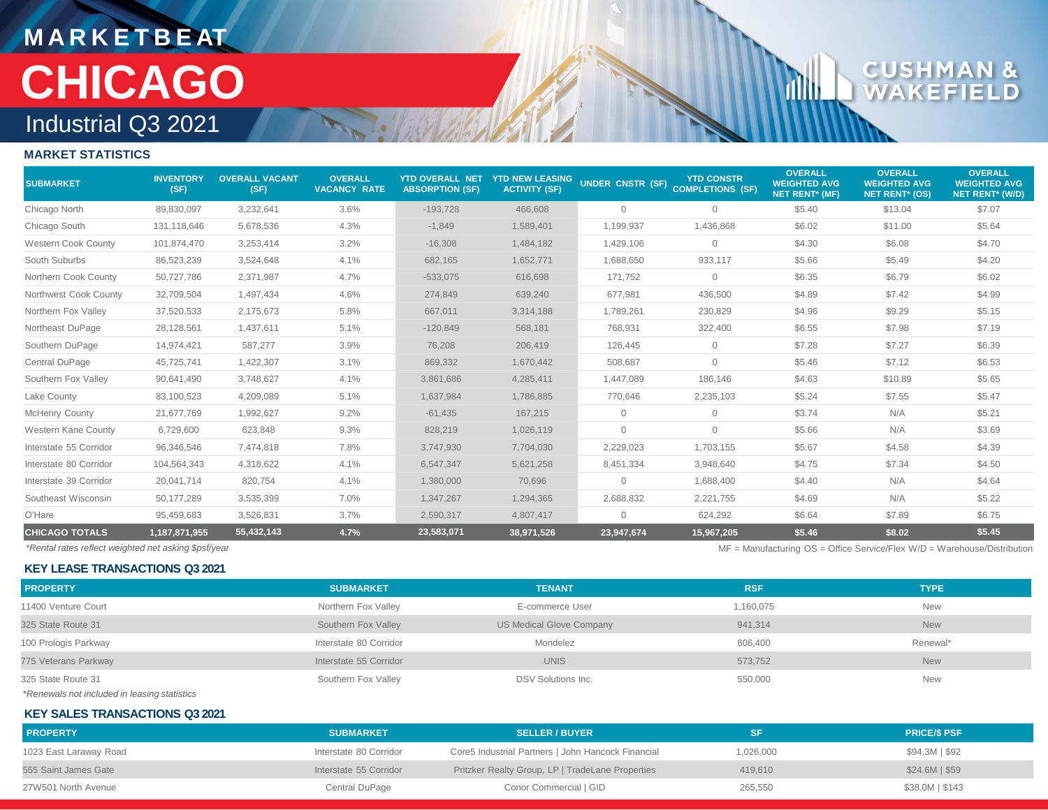# MARKETBEAT

# CHICAGO

## Industrial Q3 2021

### MARKET STATISTICS

| SUBMARKET | INVENTORY (SF) | OVERALL VACANT (SF) | OVERALL VACANCY RATE | YTD OVERALL NET ABSORPTION (SF) | YTD NEW LEASING ACTIVITY (SF) | UNDER CNSTR (SF) | YTD CONSTR COMPLETIONS (SF) | OVERALL WEIGHTED AVG NET RENT* (MF) | OVERALL WEIGHTED AVG NET RENT* (OS) | OVERALL WEIGHTED AVG NET RENT* (W/D) |
|---|---|---|---|---|---|---|---|---|---|---|
| Chicago North | 89,830,097 | 3,232,641 | 3.6% | -193,728 | 466,608 | 0 | 0 | $5.40 | $13.04 | $7.07 |
| Chicago South | 131,118,646 | 5,678,536 | 4.3% | -1,849 | 1,589,401 | 1,199,937 | 1,436,868 | $6.02 | $11.00 | $5.64 |
| Western Cook County | 101,874,470 | 3,253,414 | 3.2% | -16,308 | 1,484,182 | 1,429,106 | 0 | $4.30 | $6.08 | $4.70 |
| South Suburbs | 86,523,239 | 3,524,648 | 4.1% | 682,165 | 1,652,771 | 1,688,650 | 933,117 | $5.66 | $5.49 | $4.20 |
| Northern Cook County | 50,727,786 | 2,371,987 | 4.7% | -533,075 | 616,698 | 171,752 | 0 | $6.35 | $6.79 | $6.02 |
| Northwest Cook County | 32,709,504 | 1,497,434 | 4.6% | 274,849 | 639,240 | 677,981 | 436,500 | $4.89 | $7.42 | $4.99 |
| Northern Fox Valley | 37,520,533 | 2,175,673 | 5.8% | 667,011 | 3,314,188 | 1,789,261 | 230,829 | $4.96 | $9.29 | $5.15 |
| Northeast DuPage | 28,128,561 | 1,437,611 | 5.1% | -120,849 | 568,181 | 768,931 | 322,400 | $6.55 | $7.98 | $7.19 |
| Southern DuPage | 14,974,421 | 587,277 | 3.9% | 76,208 | 206,419 | 126,445 | 0 | $7.28 | $7.27 | $6.39 |
| Central DuPage | 45,725,741 | 1,422,307 | 3.1% | 869,332 | 1,670,442 | 508,687 | 0 | $5.46 | $7.12 | $6.53 |
| Southern Fox Valley | 90,641,490 | 3,748,627 | 4.1% | 3,861,686 | 4,285,411 | 1,447,089 | 186,146 | $4.63 | $10.89 | $5.65 |
| Lake County | 83,100,523 | 4,209,089 | 5.1% | 1,637,984 | 1,786,885 | 770,646 | 2,235,103 | $5.24 | $7.55 | $5.47 |
| McHenry County | 21,677,769 | 1,992,627 | 9.2% | -61,435 | 167,215 | 0 | 0 | $3.74 | N/A | $5.21 |
| Western Kane County | 6,729,600 | 623,848 | 9.3% | 828,219 | 1,026,119 | 0 | 0 | $5.66 | N/A | $3.69 |
| Interstate 55 Corridor | 96,346,546 | 7,474,818 | 7.8% | 3,747,930 | 7,704,030 | 2,229,023 | 1,703,155 | $5.67 | $4.58 | $4.39 |
| Interstate 80 Corridor | 104,564,343 | 4,318,622 | 4.1% | 6,547,347 | 5,621,258 | 8,451,334 | 3,948,640 | $4.75 | $7.34 | $4.50 |
| Interstate 39 Corridor | 20,041,714 | 820,754 | 4.1% | 1,380,000 | 70,696 | 0 | 1,688,400 | $4.40 | N/A | $4.64 |
| Southeast Wisconsin | 50,177,289 | 3,535,399 | 7.0% | 1,347,267 | 1,294,365 | 2,688,832 | 2,221,755 | $4.69 | N/A | $5.22 |
| O'Hare | 95,459,683 | 3,526,831 | 3.7% | 2,590,317 | 4,807,417 | 0 | 624,292 | $6.64 | $7.89 | $6.75 |
| **CHICAGO TOTALS** | **1,187,871,955** | **55,432,143** | **4.7%** | **23,583,071** | **38,971,526** | **23,947,674** | **15,967,205** | **$5.46** | **$8.02** | **$5.45** |

*\*Rental rates reflect weighted net asking $psf/year*

MF = Manufacturing OS = Office Service/Flex W/D = Warehouse/Distribution

### KEY LEASE TRANSACTIONS Q3 2021

| PROPERTY | SUBMARKET | TENANT | RSF | TYPE |
|---|---|---|---|---|
| 11400 Venture Court | Northern Fox Valley | E-commerce User | 1,160,075 | New |
| 325 State Route 31 | Southern Fox Valley | US Medical Glove Company | 941,314 | New |
| 100 Prologis Parkway | Interstate 80 Corridor | Mondelez | 806,400 | Renewal* |
| 775 Veterans Parkway | Interstate 55 Corridor | UNIS | 573,752 | New |
| 325 State Route 31 | Southern Fox Valley | DSV Solutions Inc. | 550,000 | New |

*\*Renewals not included in leasing statistics*

### KEY SALES TRANSACTIONS Q3 2021

| PROPERTY | SUBMARKET | SELLER / BUYER | SF | PRICE/$ PSF |
|---|---|---|---|---|
| 1023 East Laraway Road | Interstate 80 Corridor | Core5 Industrial Partners \| John Hancock Financial | 1,026,000 | $94.3M \| $92 |
| 555 Saint James Gate | Interstate 55 Corridor | Pritzker Realty Group, LP \| TradeLane Properties | 419,610 | $24.6M \| $59 |
| 27W501 North Avenue | Central DuPage | Conor Commercial \| GID | 265,550 | $38.0M \| $143 |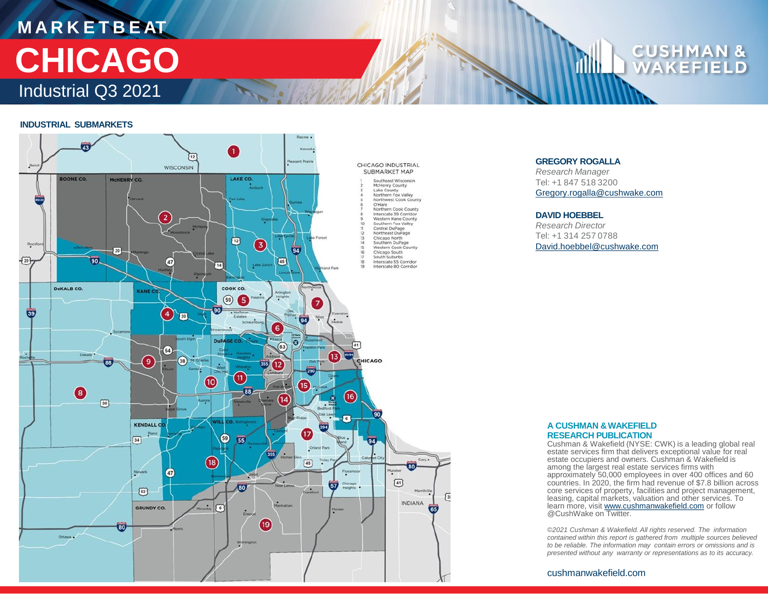# MARKETBEAT

# CHICAGO

## Industrial Q3 2021

### INDUSTRIAL SUBMARKETS

CHICAGO INDUSTRIAL SUBMARKET MAP

1 Southeast Wisconsin
2 McHenry County
3 Lake County
4 Northern Fox Valley
5 Northwest Cook County
6 O'Hare
7 Northern Cook County
8 Interstate 39 Corridor
9 Western Kane County
10 Southern Fox Valley
11 Central DuPage
12 Northeast DuPage
13 Chicago North
14 Southern DuPage
15 Western Cook County
16 Chicago South
17 South Suburbs
18 Interstate 55 Corridor
19 Interstate 80 Corridor

**GREGORY ROGALLA**
*Research Manager*
Tel: +1 847 518 3200
Gregory.rogalla@cushwake.com

**DAVID HOEBBEL**
*Research Director*
Tel: +1 314 257 0788
David.hoebbel@cushwake.com

**A CUSHMAN & WAKEFIELD RESEARCH PUBLICATION**

Cushman & Wakefield (NYSE: CWK) is a leading global real estate services firm that delivers exceptional value for real estate occupiers and owners. Cushman & Wakefield is among the largest real estate services firms with approximately 50,000 employees in over 400 offices and 60 countries. In 2020, the firm had revenue of $7.8 billion across core services of property, facilities and project management, leasing, capital markets, valuation and other services. To learn more, visit www.cushmanwakefield.com or follow @CushWake on Twitter.

*©2021 Cushman & Wakefield. All rights reserved. The information contained within this report is gathered from multiple sources believed to be reliable. The information may contain errors or omissions and is presented without any warranty or representations as to its accuracy.*

cushmanwakefield.com